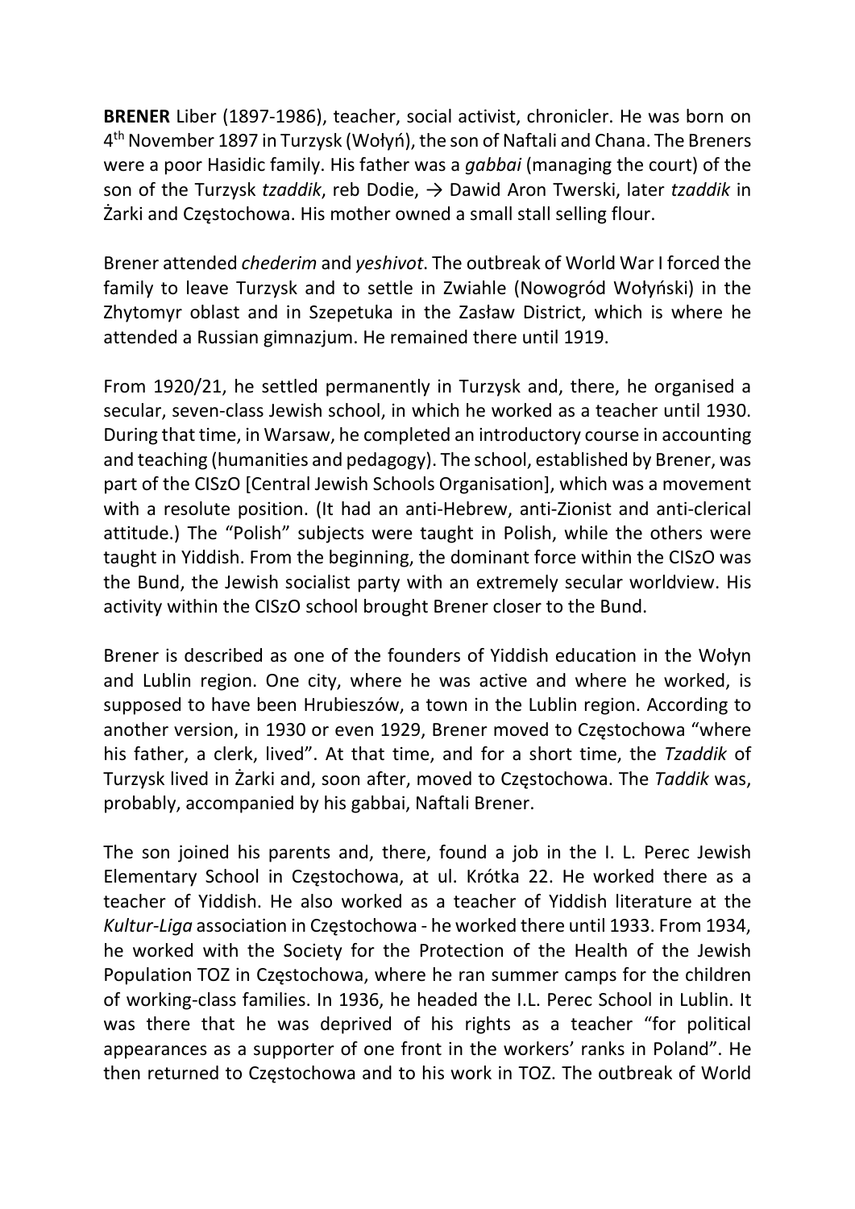**BRENER** Liber (1897-1986), teacher, social activist, chronicler. He was born on 4th November 1897 in Turzysk (Wołyń), the son of Naftali and Chana. The Breners were a poor Hasidic family. His father was a *gabbai* (managing the court) of the son of the Turzysk *tzaddik*, reb Dodie, → Dawid Aron Twerski, later *tzaddik* in Żarki and Częstochowa. His mother owned a small stall selling flour.

Brener attended *chederim* and *yeshivot*. The outbreak of World War I forced the family to leave Turzysk and to settle in Zwiahle (Nowogród Wołyński) in the Zhytomyr oblast and in Szepetuka in the Zasław District, which is where he attended a Russian gimnazjum. He remained there until 1919.

From 1920/21, he settled permanently in Turzysk and, there, he organised a secular, seven-class Jewish school, in which he worked as a teacher until 1930. During that time, in Warsaw, he completed an introductory course in accounting and teaching (humanities and pedagogy). The school, established by Brener, was part of the CISzO [Central Jewish Schools Organisation], which was a movement with a resolute position. (It had an anti-Hebrew, anti-Zionist and anti-clerical attitude.) The "Polish" subjects were taught in Polish, while the others were taught in Yiddish. From the beginning, the dominant force within the CISzO was the Bund, the Jewish socialist party with an extremely secular worldview. His activity within the CISzO school brought Brener closer to the Bund.

Brener is described as one of the founders of Yiddish education in the Wołyn and Lublin region. One city, where he was active and where he worked, is supposed to have been Hrubieszów, a town in the Lublin region. According to another version, in 1930 or even 1929, Brener moved to Częstochowa "where his father, a clerk, lived". At that time, and for a short time, the *Tzaddik* of Turzysk lived in Żarki and, soon after, moved to Częstochowa. The *Taddik* was, probably, accompanied by his gabbai, Naftali Brener.

The son joined his parents and, there, found a job in the I. L. Perec Jewish Elementary School in Częstochowa, at ul. Krótka 22. He worked there as a teacher of Yiddish. He also worked as a teacher of Yiddish literature at the *Kultur-Liga* association in Częstochowa - he worked there until 1933. From 1934, he worked with the Society for the Protection of the Health of the Jewish Population TOZ in Częstochowa, where he ran summer camps for the children of working-class families. In 1936, he headed the I.L. Perec School in Lublin. It was there that he was deprived of his rights as a teacher "for political appearances as a supporter of one front in the workers' ranks in Poland". He then returned to Częstochowa and to his work in TOZ. The outbreak of World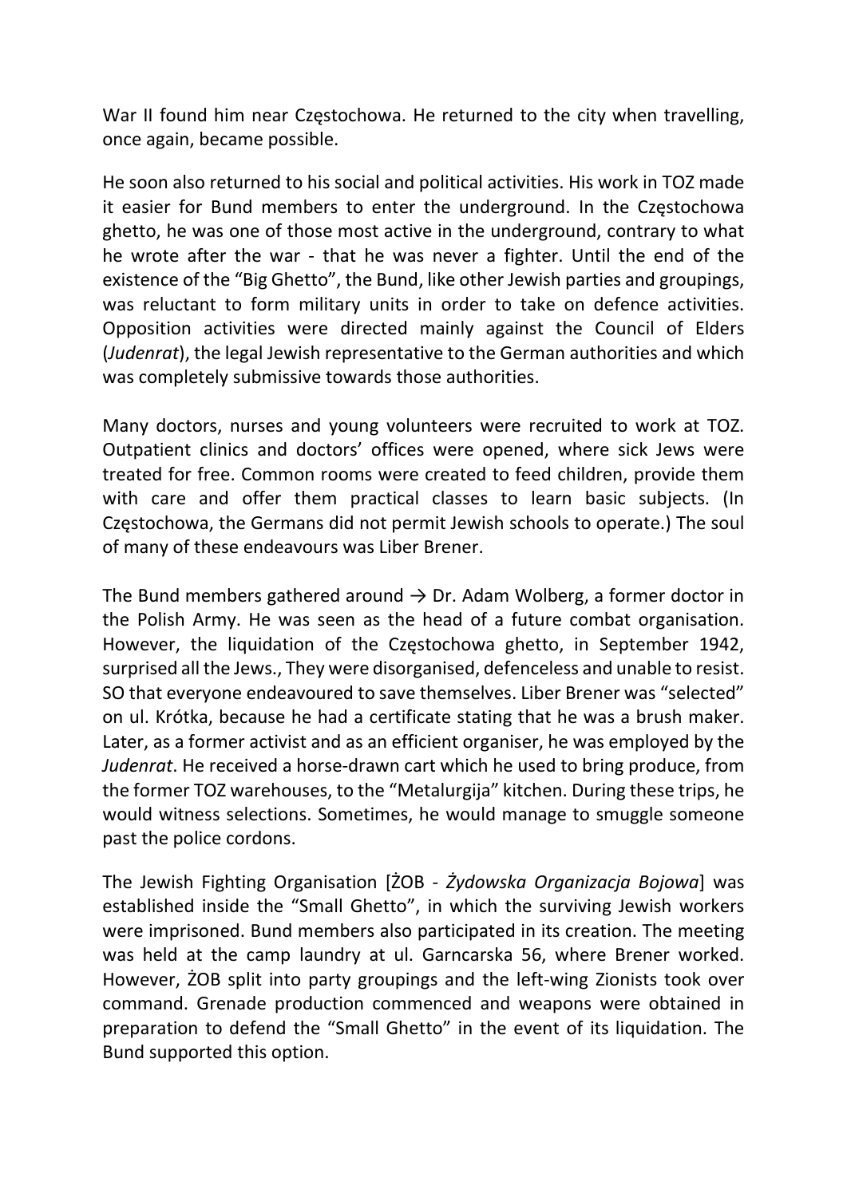War II found him near Częstochowa. He returned to the city when travelling, once again, became possible.

He soon also returned to his social and political activities. His work in TOZ made it easier for Bund members to enter the underground. In the Częstochowa ghetto, he was one of those most active in the underground, contrary to what he wrote after the war - that he was never a fighter. Until the end of the existence of the "Big Ghetto", the Bund, like other Jewish parties and groupings, was reluctant to form military units in order to take on defence activities. Opposition activities were directed mainly against the Council of Elders (*Judenrat*), the legal Jewish representative to the German authorities and which was completely submissive towards those authorities.

Many doctors, nurses and young volunteers were recruited to work at TOZ. Outpatient clinics and doctors' offices were opened, where sick Jews were treated for free. Common rooms were created to feed children, provide them with care and offer them practical classes to learn basic subjects. (In Częstochowa, the Germans did not permit Jewish schools to operate.) The soul of many of these endeavours was Liber Brener.

The Bund members gathered around → Dr. Adam Wolberg, a former doctor in the Polish Army. He was seen as the head of a future combat organisation. However, the liquidation of the Częstochowa ghetto, in September 1942, surprised all the Jews., They were disorganised, defenceless and unable to resist. SO that everyone endeavoured to save themselves. Liber Brener was "selected" on ul. Krótka, because he had a certificate stating that he was a brush maker. Later, as a former activist and as an efficient organiser, he was employed by the *Judenrat*. He received a horse-drawn cart which he used to bring produce, from the former TOZ warehouses, to the "Metalurgija" kitchen. During these trips, he would witness selections. Sometimes, he would manage to smuggle someone past the police cordons.

The Jewish Fighting Organisation [ŻOB - *Żydowska Organizacja Bojowa*] was established inside the "Small Ghetto", in which the surviving Jewish workers were imprisoned. Bund members also participated in its creation. The meeting was held at the camp laundry at ul. Garncarska 56, where Brener worked. However, ŻOB split into party groupings and the left-wing Zionists took over command. Grenade production commenced and weapons were obtained in preparation to defend the "Small Ghetto" in the event of its liquidation. The Bund supported this option.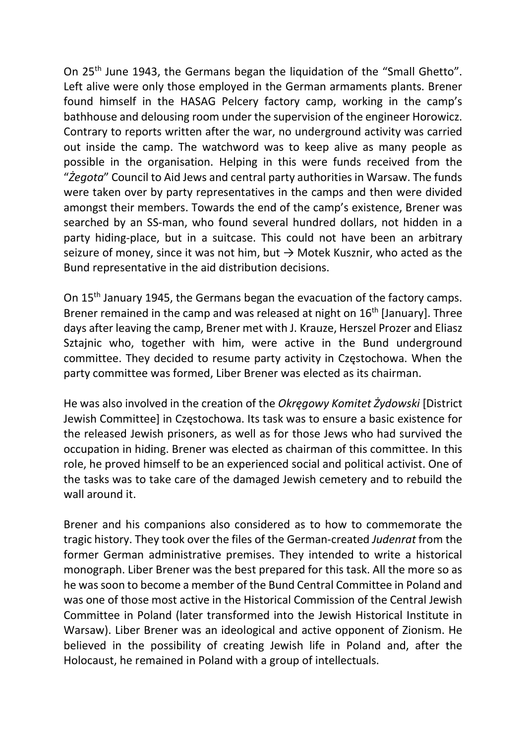On 25th June 1943, the Germans began the liquidation of the "Small Ghetto". Left alive were only those employed in the German armaments plants. Brener found himself in the HASAG Pelcery factory camp, working in the camp's bathhouse and delousing room under the supervision of the engineer Horowicz. Contrary to reports written after the war, no underground activity was carried out inside the camp. The watchword was to keep alive as many people as possible in the organisation. Helping in this were funds received from the "*Żegota*" Council to Aid Jews and central party authorities in Warsaw. The funds were taken over by party representatives in the camps and then were divided amongst their members. Towards the end of the camp's existence, Brener was searched by an SS-man, who found several hundred dollars, not hidden in a party hiding-place, but in a suitcase. This could not have been an arbitrary seizure of money, since it was not him, but → Motek Kusznir, who acted as the Bund representative in the aid distribution decisions.

On 15th January 1945, the Germans began the evacuation of the factory camps. Brener remained in the camp and was released at night on 16th [January]. Three days after leaving the camp, Brener met with J. Krauze, Herszel Prozer and Eliasz Sztajnic who, together with him, were active in the Bund underground committee. They decided to resume party activity in Częstochowa. When the party committee was formed, Liber Brener was elected as its chairman.

He was also involved in the creation of the *Okręgowy Komitet Żydowski* [District Jewish Committee] in Częstochowa. Its task was to ensure a basic existence for the released Jewish prisoners, as well as for those Jews who had survived the occupation in hiding. Brener was elected as chairman of this committee. In this role, he proved himself to be an experienced social and political activist. One of the tasks was to take care of the damaged Jewish cemetery and to rebuild the wall around it.

Brener and his companions also considered as to how to commemorate the tragic history. They took over the files of the German-created *Judenrat* from the former German administrative premises. They intended to write a historical monograph. Liber Brener was the best prepared for this task. All the more so as he was soon to become a member of the Bund Central Committee in Poland and was one of those most active in the Historical Commission of the Central Jewish Committee in Poland (later transformed into the Jewish Historical Institute in Warsaw). Liber Brener was an ideological and active opponent of Zionism. He believed in the possibility of creating Jewish life in Poland and, after the Holocaust, he remained in Poland with a group of intellectuals.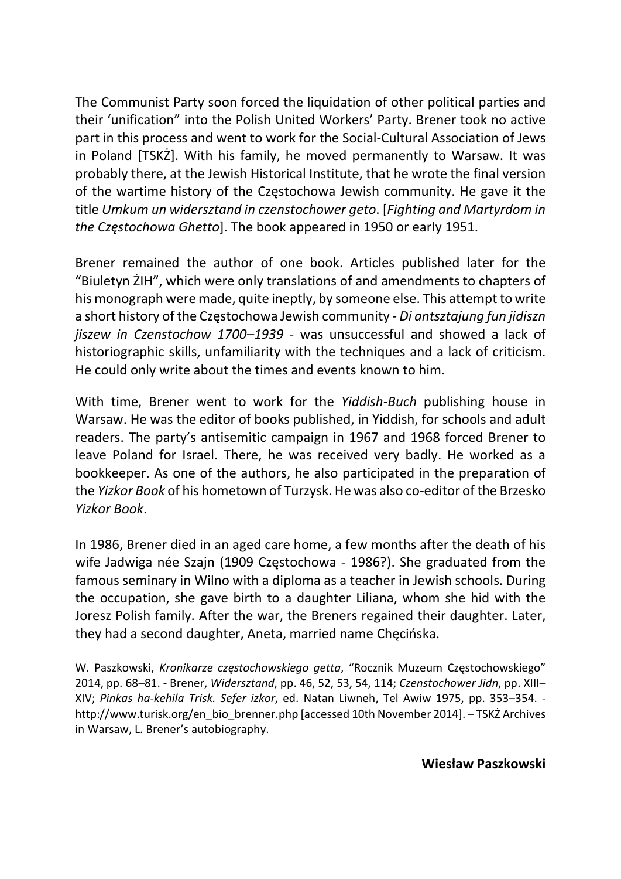The Communist Party soon forced the liquidation of other political parties and their 'unification" into the Polish United Workers' Party. Brener took no active part in this process and went to work for the Social-Cultural Association of Jews in Poland [TSKŻ]. With his family, he moved permanently to Warsaw. It was probably there, at the Jewish Historical Institute, that he wrote the final version of the wartime history of the Częstochowa Jewish community. He gave it the title *Umkum un widersztand in czenstochower geto*. [*Fighting and Martyrdom in the Częstochowa Ghetto*]. The book appeared in 1950 or early 1951.

Brener remained the author of one book. Articles published later for the "Biuletyn ŻIH", which were only translations of and amendments to chapters of his monograph were made, quite ineptly, by someone else. This attempt to write a short history of the Częstochowa Jewish community - *Di antsztajung fun jidiszn jiszew in Czenstochow 1700–1939* - was unsuccessful and showed a lack of historiographic skills, unfamiliarity with the techniques and a lack of criticism. He could only write about the times and events known to him.

With time, Brener went to work for the *Yiddish-Buch* publishing house in Warsaw. He was the editor of books published, in Yiddish, for schools and adult readers. The party's antisemitic campaign in 1967 and 1968 forced Brener to leave Poland for Israel. There, he was received very badly. He worked as a bookkeeper. As one of the authors, he also participated in the preparation of the *Yizkor Book* of his hometown of Turzysk. He was also co-editor of the Brzesko *Yizkor Book*.

In 1986, Brener died in an aged care home, a few months after the death of his wife Jadwiga née Szajn (1909 Częstochowa - 1986?). She graduated from the famous seminary in Wilno with a diploma as a teacher in Jewish schools. During the occupation, she gave birth to a daughter Liliana, whom she hid with the Joresz Polish family. After the war, the Breners regained their daughter. Later, they had a second daughter, Aneta, married name Chęcińska.

W. Paszkowski, *Kronikarze częstochowskiego getta*, "Rocznik Muzeum Częstochowskiego" 2014, pp. 68–81. - Brener, *Widersztand*, pp. 46, 52, 53, 54, 114; *Czenstochower Jidn*, pp. XIII–XIV; *Pinkas ha-kehila Trisk. Sefer izkor*, ed. Natan Liwneh, Tel Awiw 1975, pp. 353–354. - http://www.turisk.org/en_bio_brenner.php [accessed 10th November 2014]. – TSKŻ Archives in Warsaw, L. Brener's autobiography.

**Wiesław Paszkowski**